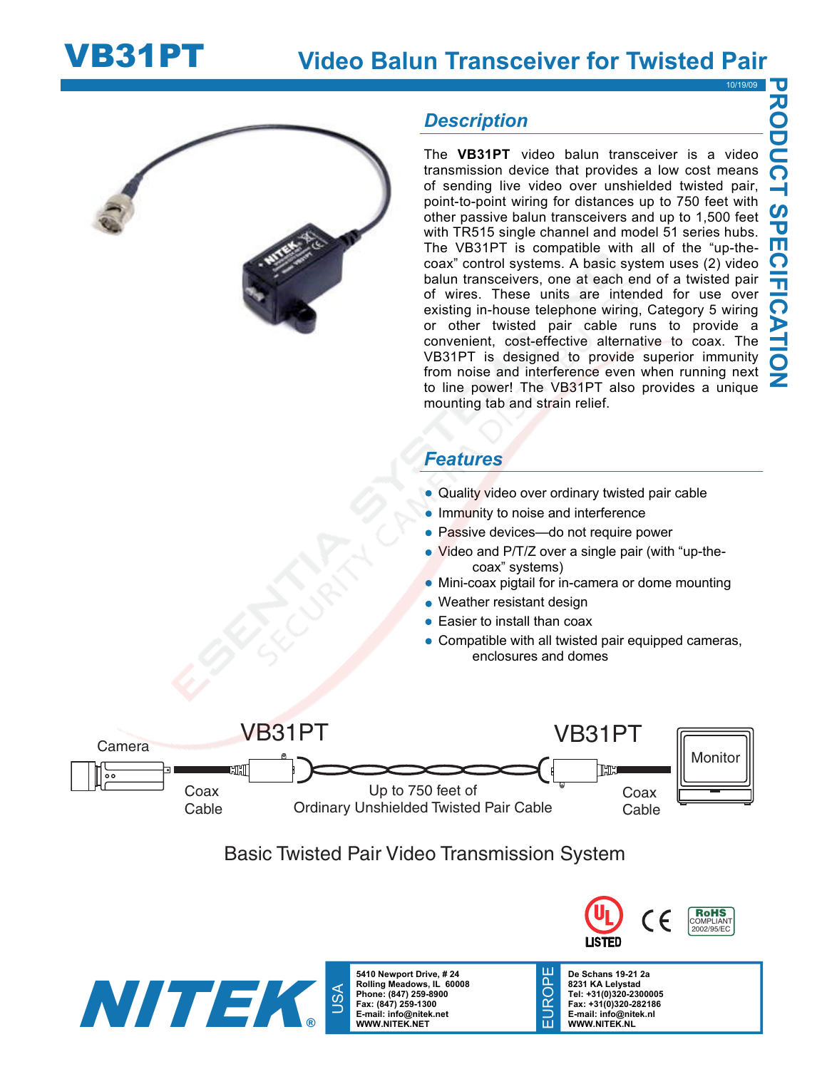# VB31PT

## Video Balun Transceiver for Twisted Pair

10/19/09

PRODUCT SPECIFICATION

## Description

The **VB31PT** video balun transceiver is a video transmission device that provides a low cost means of sending live video over unshielded twisted pair, point-to-point wiring for distances up to 750 feet with other passive balun transceivers and up to 1,500 feet with TR515 single channel and model 51 series hubs. The VB31PT is compatible with all of the "up-the-coax" control systems. A basic system uses (2) video balun transceivers, one at each end of a twisted pair of wires. These units are intended for use over existing in-house telephone wiring, Category 5 wiring or other twisted pair cable runs to provide a convenient, cost-effective alternative to coax. The VB31PT is designed to provide superior immunity from noise and interference even when running next to line power! The VB31PT also provides a unique mounting tab and strain relief.

## Features

- Quality video over ordinary twisted pair cable
- Immunity to noise and interference
- Passive devices—do not require power
- Video and P/T/Z over a single pair (with "up-the-coax" systems)
- Mini-coax pigtail for in-camera or dome mounting
- Weather resistant design
- Easier to install than coax
- Compatible with all twisted pair equipped cameras, enclosures and domes

Camera — Coax Cable — VB31PT — Up to 750 feet of Ordinary Unshielded Twisted Pair Cable — VB31PT — Coax Cable — Monitor

Basic Twisted Pair Video Transmission System

UL LISTED | CE | RoHS COMPLIANT 2002/95/EC

NITEK®

USA
5410 Newport Drive, # 24
Rolling Meadows, IL 60008
Phone: (847) 259-8900
Fax: (847) 259-1300
E-mail: info@nitek.net
WWW.NITEK.NET

EUROPE
De Schans 19-21 2a
8231 KA Lelystad
Tel: +31(0)320-2300005
Fax: +31(0)320-282186
E-mail: info@nitek.nl
WWW.NITEK.NL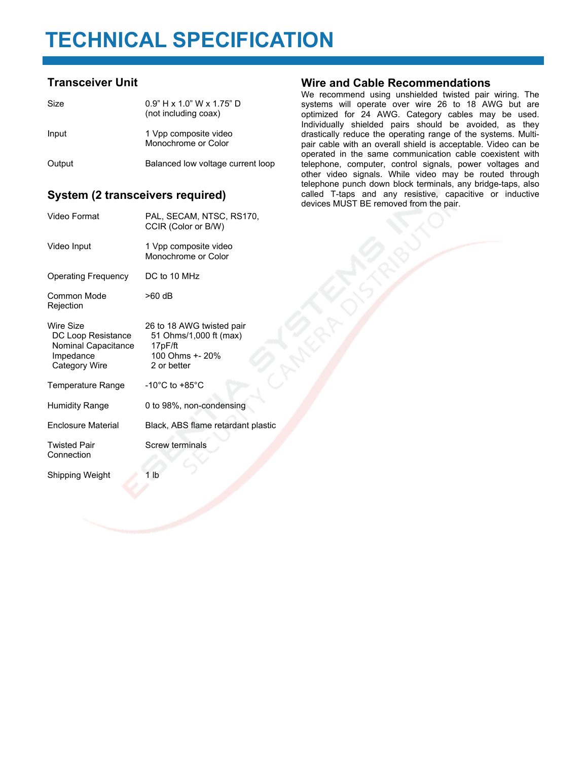# TECHNICAL SPECIFICATION

## Transceiver Unit

| | |
|---|---|
| Size | 0.9" H x 1.0" W x 1.75" D (not including coax) |
| Input | 1 Vpp composite video Monochrome or Color |
| Output | Balanced low voltage current loop |

## System (2 transceivers required)

| | |
|---|---|
| Video Format | PAL, SECAM, NTSC, RS170, CCIR (Color or B/W) |
| Video Input | 1 Vpp composite video Monochrome or Color |
| Operating Frequency | DC to 10 MHz |
| Common Mode Rejection | >60 dB |
| Wire Size | 26 to 18 AWG twisted pair |
| DC Loop Resistance | 51 Ohms/1,000 ft (max) |
| Nominal Capacitance | 17pF/ft |
| Impedance | 100 Ohms +- 20% |
| Category Wire | 2 or better |
| Temperature Range | -10°C to +85°C |
| Humidity Range | 0 to 98%, non-condensing |
| Enclosure Material | Black, ABS flame retardant plastic |
| Twisted Pair Connection | Screw terminals |
| Shipping Weight | 1 lb |

## Wire and Cable Recommendations

We recommend using unshielded twisted pair wiring. The systems will operate over wire 26 to 18 AWG but are optimized for 24 AWG. Category cables may be used. Individually shielded pairs should be avoided, as they drastically reduce the operating range of the systems. Multi-pair cable with an overall shield is acceptable. Video can be operated in the same communication cable coexistent with telephone, computer, control signals, power voltages and other video signals. While video may be routed through telephone punch down block terminals, any bridge-taps, also called T-taps and any resistive, capacitive or inductive devices MUST BE removed from the pair.